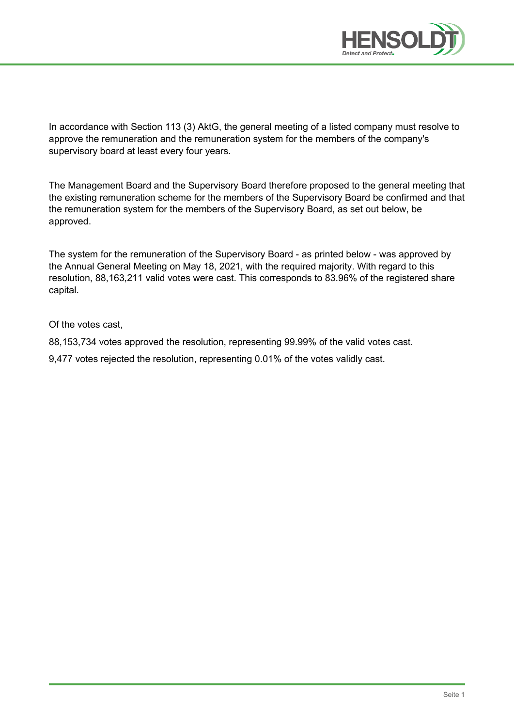In accordance with Section 113 (3) AktG, the general meeting of a listed company must resolve to approve the remuneration and the remuneration system for the members of the company's supervisory board at least every four years.

The Management Board and the Supervisory Board therefore proposed to the general meeting that the existing remuneration scheme for the members of the Supervisory Board be confirmed and that the remuneration system for the members of the Supervisory Board, as set out below, be approved.

The system for the remuneration of the Supervisory Board - as printed below - was approved by the Annual General Meeting on May 18, 2021, with the required majority. With regard to this resolution, 88,163,211 valid votes were cast. This corresponds to 83.96% of the registered share capital.

Of the votes cast,

88,153,734 votes approved the resolution, representing 99.99% of the valid votes cast.

9,477 votes rejected the resolution, representing 0.01% of the votes validly cast.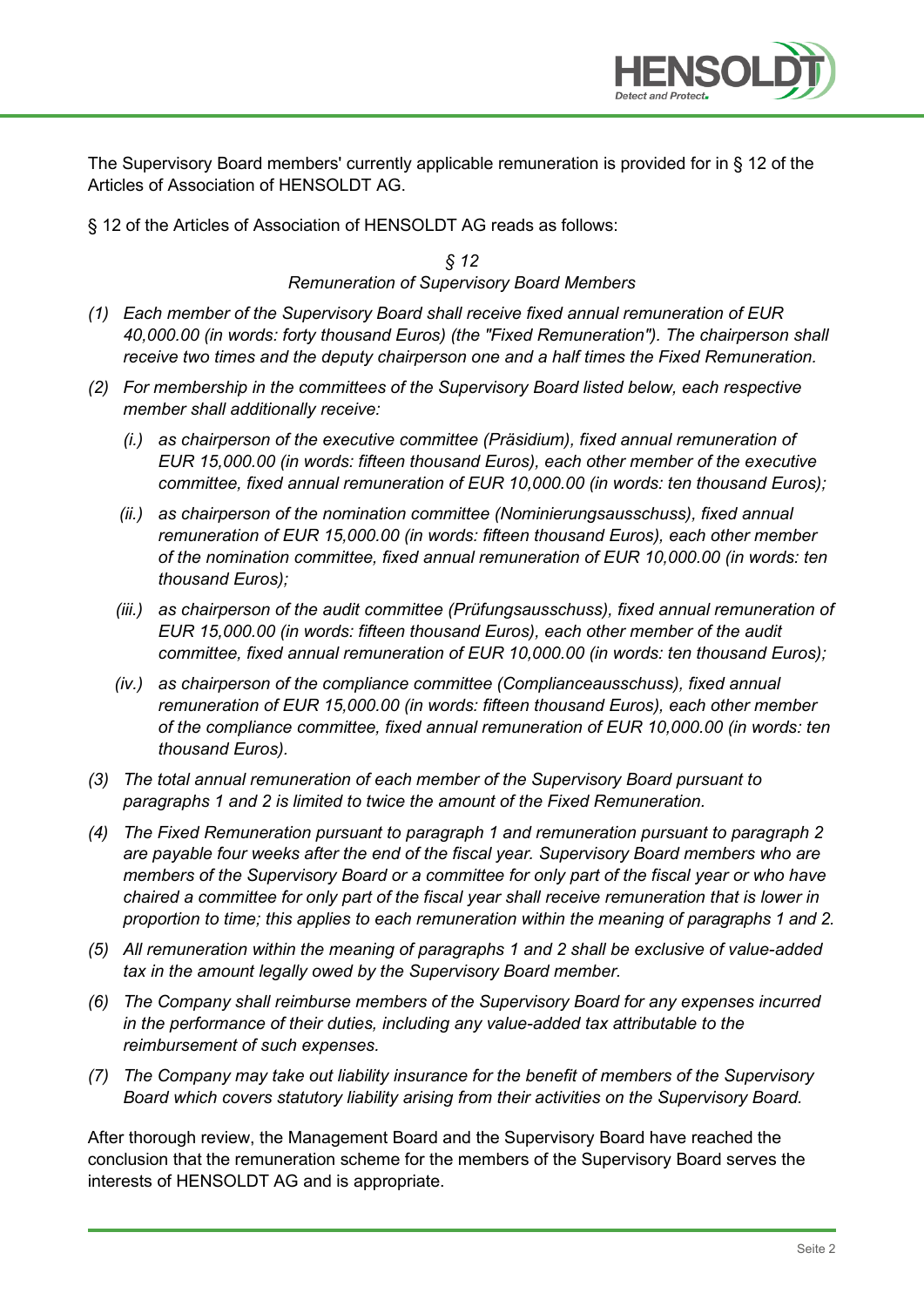The Supervisory Board members' currently applicable remuneration is provided for in § 12 of the Articles of Association of HENSOLDT AG.

§ 12 of the Articles of Association of HENSOLDT AG reads as follows:

*§ 12*
*Remuneration of Supervisory Board Members*

*(1) Each member of the Supervisory Board shall receive fixed annual remuneration of EUR 40,000.00 (in words: forty thousand Euros) (the "Fixed Remuneration"). The chairperson shall receive two times and the deputy chairperson one and a half times the Fixed Remuneration.*

*(2) For membership in the committees of the Supervisory Board listed below, each respective member shall additionally receive:*

*(i.) as chairperson of the executive committee (Präsidium), fixed annual remuneration of EUR 15,000.00 (in words: fifteen thousand Euros), each other member of the executive committee, fixed annual remuneration of EUR 10,000.00 (in words: ten thousand Euros);*

*(ii.) as chairperson of the nomination committee (Nominierungsausschuss), fixed annual remuneration of EUR 15,000.00 (in words: fifteen thousand Euros), each other member of the nomination committee, fixed annual remuneration of EUR 10,000.00 (in words: ten thousand Euros);*

*(iii.) as chairperson of the audit committee (Prüfungsausschuss), fixed annual remuneration of EUR 15,000.00 (in words: fifteen thousand Euros), each other member of the audit committee, fixed annual remuneration of EUR 10,000.00 (in words: ten thousand Euros);*

*(iv.) as chairperson of the compliance committee (Complianceausschuss), fixed annual remuneration of EUR 15,000.00 (in words: fifteen thousand Euros), each other member of the compliance committee, fixed annual remuneration of EUR 10,000.00 (in words: ten thousand Euros).*

*(3) The total annual remuneration of each member of the Supervisory Board pursuant to paragraphs 1 and 2 is limited to twice the amount of the Fixed Remuneration.*

*(4) The Fixed Remuneration pursuant to paragraph 1 and remuneration pursuant to paragraph 2 are payable four weeks after the end of the fiscal year. Supervisory Board members who are members of the Supervisory Board or a committee for only part of the fiscal year or who have chaired a committee for only part of the fiscal year shall receive remuneration that is lower in proportion to time; this applies to each remuneration within the meaning of paragraphs 1 and 2.*

*(5) All remuneration within the meaning of paragraphs 1 and 2 shall be exclusive of value-added tax in the amount legally owed by the Supervisory Board member.*

*(6) The Company shall reimburse members of the Supervisory Board for any expenses incurred in the performance of their duties, including any value-added tax attributable to the reimbursement of such expenses.*

*(7) The Company may take out liability insurance for the benefit of members of the Supervisory Board which covers statutory liability arising from their activities on the Supervisory Board.*

After thorough review, the Management Board and the Supervisory Board have reached the conclusion that the remuneration scheme for the members of the Supervisory Board serves the interests of HENSOLDT AG and is appropriate.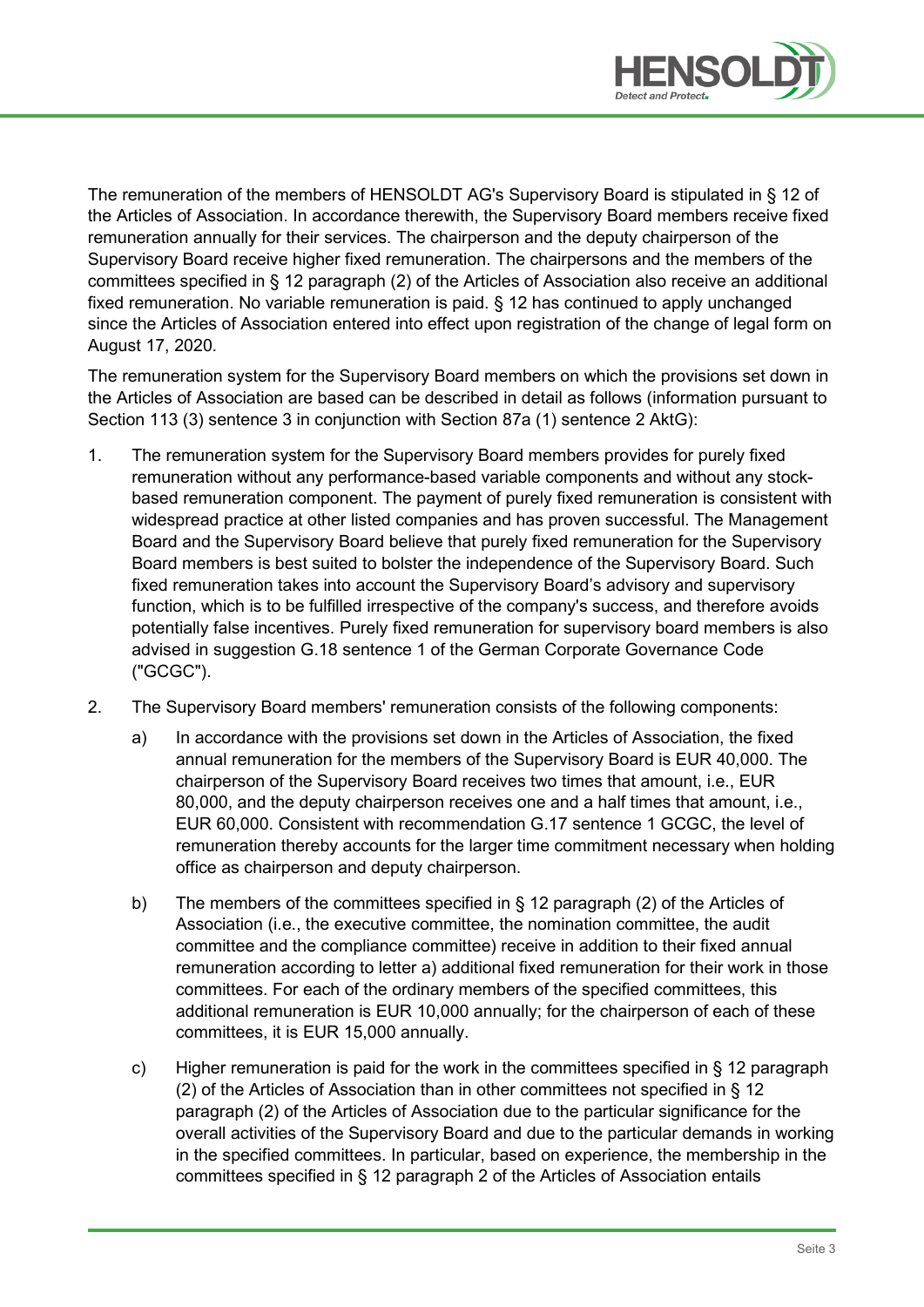The remuneration of the members of HENSOLDT AG's Supervisory Board is stipulated in § 12 of the Articles of Association. In accordance therewith, the Supervisory Board members receive fixed remuneration annually for their services. The chairperson and the deputy chairperson of the Supervisory Board receive higher fixed remuneration. The chairpersons and the members of the committees specified in § 12 paragraph (2) of the Articles of Association also receive an additional fixed remuneration. No variable remuneration is paid. § 12 has continued to apply unchanged since the Articles of Association entered into effect upon registration of the change of legal form on August 17, 2020.

The remuneration system for the Supervisory Board members on which the provisions set down in the Articles of Association are based can be described in detail as follows (information pursuant to Section 113 (3) sentence 3 in conjunction with Section 87a (1) sentence 2 AktG):

1. The remuneration system for the Supervisory Board members provides for purely fixed remuneration without any performance-based variable components and without any stock-based remuneration component. The payment of purely fixed remuneration is consistent with widespread practice at other listed companies and has proven successful. The Management Board and the Supervisory Board believe that purely fixed remuneration for the Supervisory Board members is best suited to bolster the independence of the Supervisory Board. Such fixed remuneration takes into account the Supervisory Board's advisory and supervisory function, which is to be fulfilled irrespective of the company's success, and therefore avoids potentially false incentives. Purely fixed remuneration for supervisory board members is also advised in suggestion G.18 sentence 1 of the German Corporate Governance Code ("GCGC").

2. The Supervisory Board members' remuneration consists of the following components:

   a) In accordance with the provisions set down in the Articles of Association, the fixed annual remuneration for the members of the Supervisory Board is EUR 40,000. The chairperson of the Supervisory Board receives two times that amount, i.e., EUR 80,000, and the deputy chairperson receives one and a half times that amount, i.e., EUR 60,000. Consistent with recommendation G.17 sentence 1 GCGC, the level of remuneration thereby accounts for the larger time commitment necessary when holding office as chairperson and deputy chairperson.

   b) The members of the committees specified in § 12 paragraph (2) of the Articles of Association (i.e., the executive committee, the nomination committee, the audit committee and the compliance committee) receive in addition to their fixed annual remuneration according to letter a) additional fixed remuneration for their work in those committees. For each of the ordinary members of the specified committees, this additional remuneration is EUR 10,000 annually; for the chairperson of each of these committees, it is EUR 15,000 annually.

   c) Higher remuneration is paid for the work in the committees specified in § 12 paragraph (2) of the Articles of Association than in other committees not specified in § 12 paragraph (2) of the Articles of Association due to the particular significance for the overall activities of the Supervisory Board and due to the particular demands in working in the specified committees. In particular, based on experience, the membership in the committees specified in § 12 paragraph 2 of the Articles of Association entails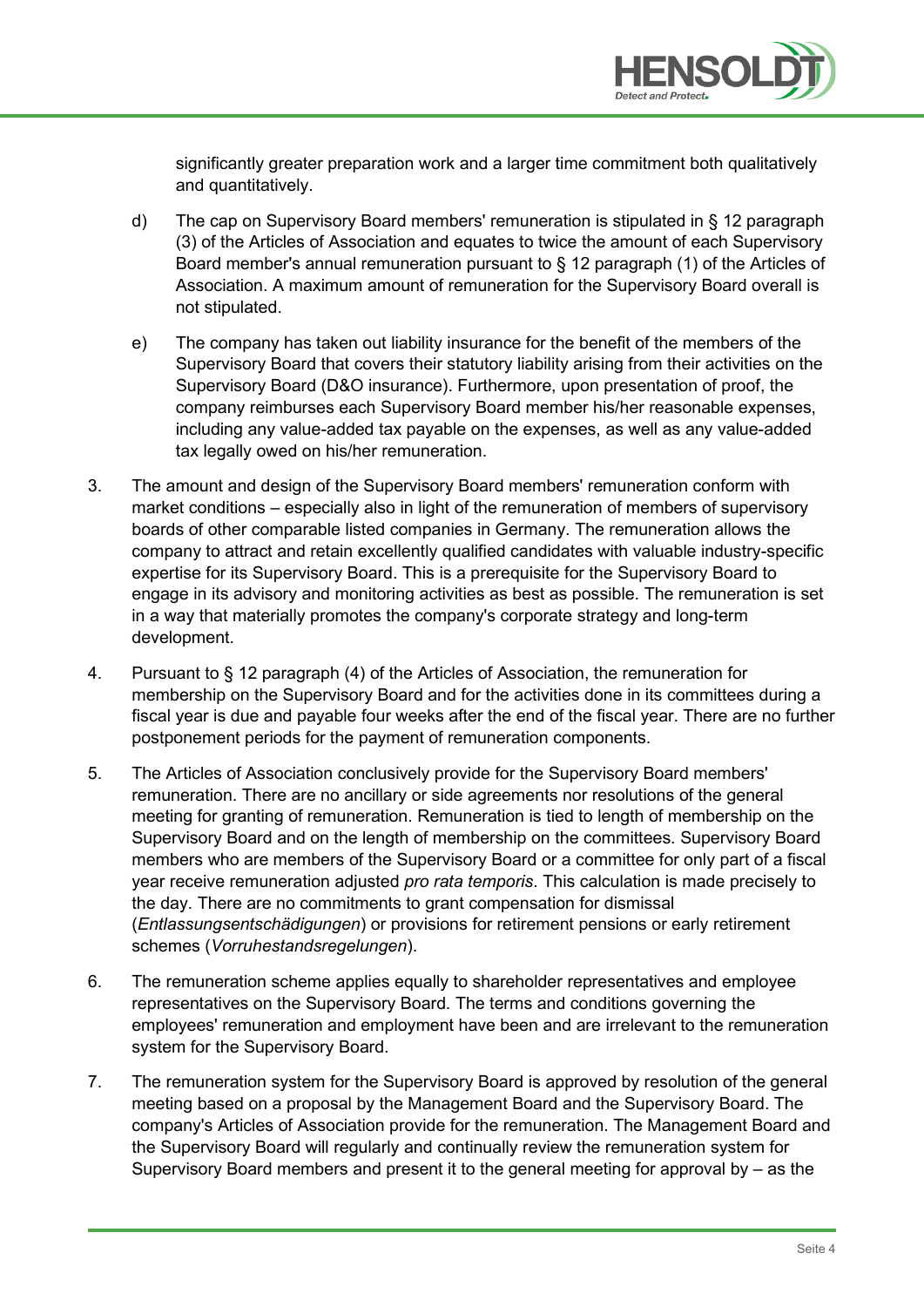significantly greater preparation work and a larger time commitment both qualitatively and quantitatively.

d) The cap on Supervisory Board members' remuneration is stipulated in § 12 paragraph (3) of the Articles of Association and equates to twice the amount of each Supervisory Board member's annual remuneration pursuant to § 12 paragraph (1) of the Articles of Association. A maximum amount of remuneration for the Supervisory Board overall is not stipulated.

e) The company has taken out liability insurance for the benefit of the members of the Supervisory Board that covers their statutory liability arising from their activities on the Supervisory Board (D&O insurance). Furthermore, upon presentation of proof, the company reimburses each Supervisory Board member his/her reasonable expenses, including any value-added tax payable on the expenses, as well as any value-added tax legally owed on his/her remuneration.

3. The amount and design of the Supervisory Board members' remuneration conform with market conditions – especially also in light of the remuneration of members of supervisory boards of other comparable listed companies in Germany. The remuneration allows the company to attract and retain excellently qualified candidates with valuable industry-specific expertise for its Supervisory Board. This is a prerequisite for the Supervisory Board to engage in its advisory and monitoring activities as best as possible. The remuneration is set in a way that materially promotes the company's corporate strategy and long-term development.

4. Pursuant to § 12 paragraph (4) of the Articles of Association, the remuneration for membership on the Supervisory Board and for the activities done in its committees during a fiscal year is due and payable four weeks after the end of the fiscal year. There are no further postponement periods for the payment of remuneration components.

5. The Articles of Association conclusively provide for the Supervisory Board members' remuneration. There are no ancillary or side agreements nor resolutions of the general meeting for granting of remuneration. Remuneration is tied to length of membership on the Supervisory Board and on the length of membership on the committees. Supervisory Board members who are members of the Supervisory Board or a committee for only part of a fiscal year receive remuneration adjusted *pro rata temporis*. This calculation is made precisely to the day. There are no commitments to grant compensation for dismissal (*Entlassungsentschädigungen*) or provisions for retirement pensions or early retirement schemes (*Vorruhestandsregelungen*).

6. The remuneration scheme applies equally to shareholder representatives and employee representatives on the Supervisory Board. The terms and conditions governing the employees' remuneration and employment have been and are irrelevant to the remuneration system for the Supervisory Board.

7. The remuneration system for the Supervisory Board is approved by resolution of the general meeting based on a proposal by the Management Board and the Supervisory Board. The company's Articles of Association provide for the remuneration. The Management Board and the Supervisory Board will regularly and continually review the remuneration system for Supervisory Board members and present it to the general meeting for approval by – as the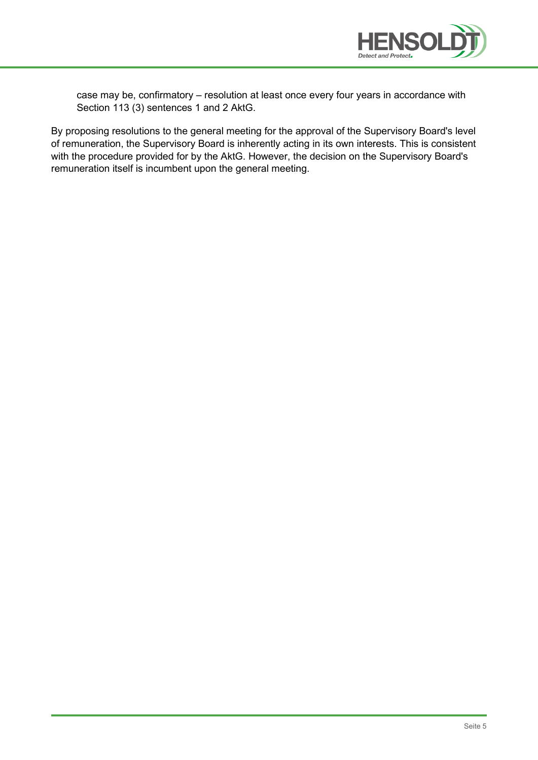case may be, confirmatory – resolution at least once every four years in accordance with Section 113 (3) sentences 1 and 2 AktG.

By proposing resolutions to the general meeting for the approval of the Supervisory Board's level of remuneration, the Supervisory Board is inherently acting in its own interests. This is consistent with the procedure provided for by the AktG. However, the decision on the Supervisory Board's remuneration itself is incumbent upon the general meeting.